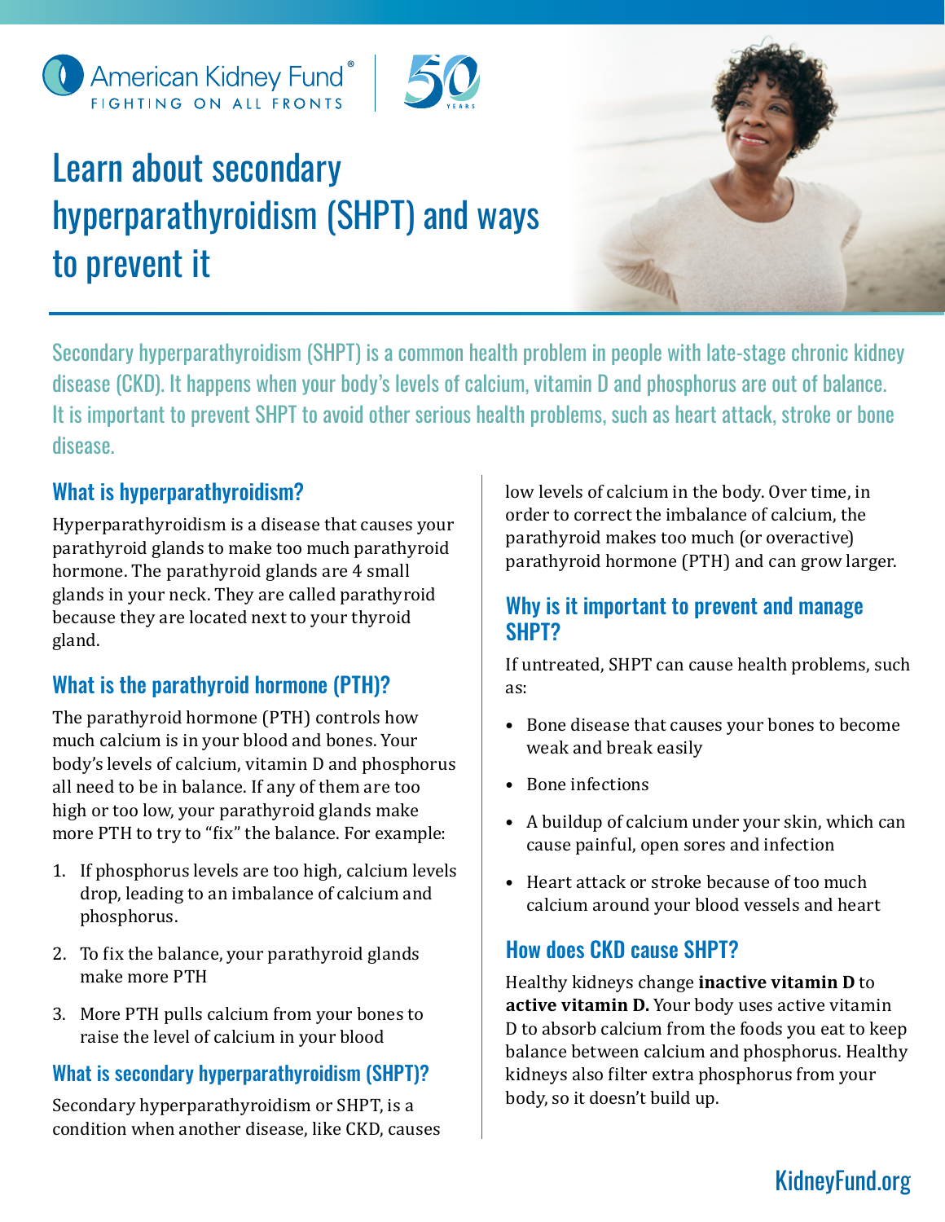# Learn about secondary hyperparathyroidism (SHPT) and ways to prevent it

Secondary hyperparathyroidism (SHPT) is a common health problem in people with late-stage chronic kidney disease (CKD). It happens when your body's levels of calcium, vitamin D and phosphorus are out of balance. It is important to prevent SHPT to avoid other serious health problems, such as heart attack, stroke or bone disease.

## What is hyperparathyroidism?

Hyperparathyroidism is a disease that causes your parathyroid glands to make too much parathyroid hormone. The parathyroid glands are 4 small glands in your neck. They are called parathyroid because they are located next to your thyroid gland.

## What is the parathyroid hormone (PTH)?

The parathyroid hormone (PTH) controls how much calcium is in your blood and bones. Your body's levels of calcium, vitamin D and phosphorus all need to be in balance. If any of them are too high or too low, your parathyroid glands make more PTH to try to "fix" the balance. For example:

1. If phosphorus levels are too high, calcium levels drop, leading to an imbalance of calcium and phosphorus.
2. To fix the balance, your parathyroid glands make more PTH
3. More PTH pulls calcium from your bones to raise the level of calcium in your blood

## What is secondary hyperparathyroidism (SHPT)?

Secondary hyperparathyroidism or SHPT, is a condition when another disease, like CKD, causes low levels of calcium in the body. Over time, in order to correct the imbalance of calcium, the parathyroid makes too much (or overactive) parathyroid hormone (PTH) and can grow larger.

## Why is it important to prevent and manage SHPT?

If untreated, SHPT can cause health problems, such as:

- Bone disease that causes your bones to become weak and break easily
- Bone infections
- A buildup of calcium under your skin, which can cause painful, open sores and infection
- Heart attack or stroke because of too much calcium around your blood vessels and heart

## How does CKD cause SHPT?

Healthy kidneys change **inactive vitamin D** to **active vitamin D.** Your body uses active vitamin D to absorb calcium from the foods you eat to keep balance between calcium and phosphorus. Healthy kidneys also filter extra phosphorus from your body, so it doesn't build up.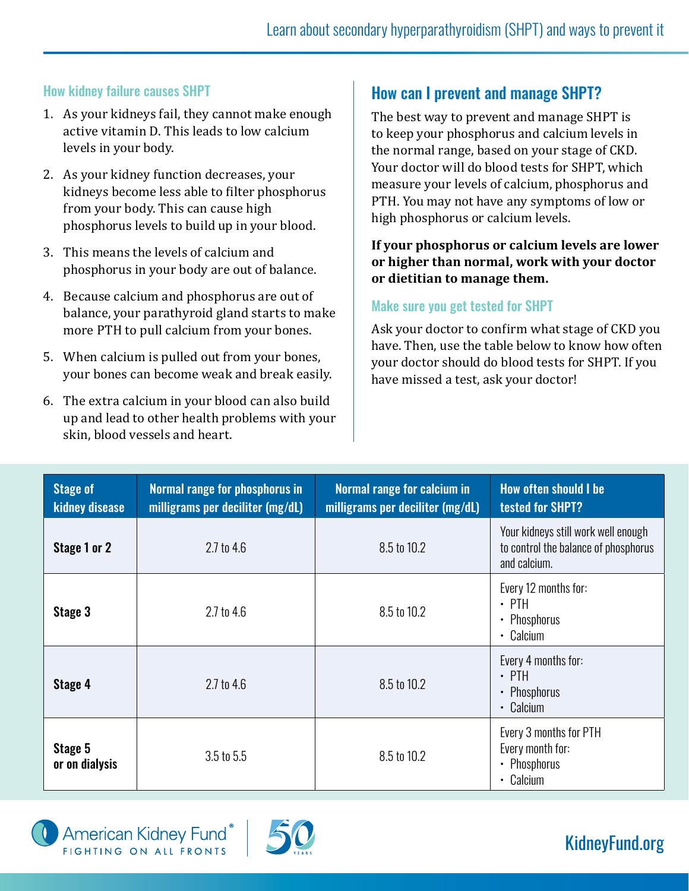### How kidney failure causes SHPT

1. As your kidneys fail, they cannot make enough active vitamin D. This leads to low calcium levels in your body.
2. As your kidney function decreases, your kidneys become less able to filter phosphorus from your body. This can cause high phosphorus levels to build up in your blood.
3. This means the levels of calcium and phosphorus in your body are out of balance.
4. Because calcium and phosphorus are out of balance, your parathyroid gland starts to make more PTH to pull calcium from your bones.
5. When calcium is pulled out from your bones, your bones can become weak and break easily.
6. The extra calcium in your blood can also build up and lead to other health problems with your skin, blood vessels and heart.

## How can I prevent and manage SHPT?

The best way to prevent and manage SHPT is to keep your phosphorus and calcium levels in the normal range, based on your stage of CKD. Your doctor will do blood tests for SHPT, which measure your levels of calcium, phosphorus and PTH. You may not have any symptoms of low or high phosphorus or calcium levels.

**If your phosphorus or calcium levels are lower or higher than normal, work with your doctor or dietitian to manage them.**

### Make sure you get tested for SHPT

Ask your doctor to confirm what stage of CKD you have. Then, use the table below to know how often your doctor should do blood tests for SHPT. If you have missed a test, ask your doctor!

| Stage of kidney disease | Normal range for phosphorus in milligrams per deciliter (mg/dL) | Normal range for calcium in milligrams per deciliter (mg/dL) | How often should I be tested for SHPT? |
|---|---|---|---|
| **Stage 1 or 2** | 2.7 to 4.6 | 8.5 to 10.2 | Your kidneys still work well enough to control the balance of phosphorus and calcium. |
| **Stage 3** | 2.7 to 4.6 | 8.5 to 10.2 | Every 12 months for: • PTH • Phosphorus • Calcium |
| **Stage 4** | 2.7 to 4.6 | 8.5 to 10.2 | Every 4 months for: • PTH • Phosphorus • Calcium |
| **Stage 5 or on dialysis** | 3.5 to 5.5 | 8.5 to 10.2 | Every 3 months for PTH Every month for: • Phosphorus • Calcium |

American Kidney Fund® FIGHTING ON ALL FRONTS

KidneyFund.org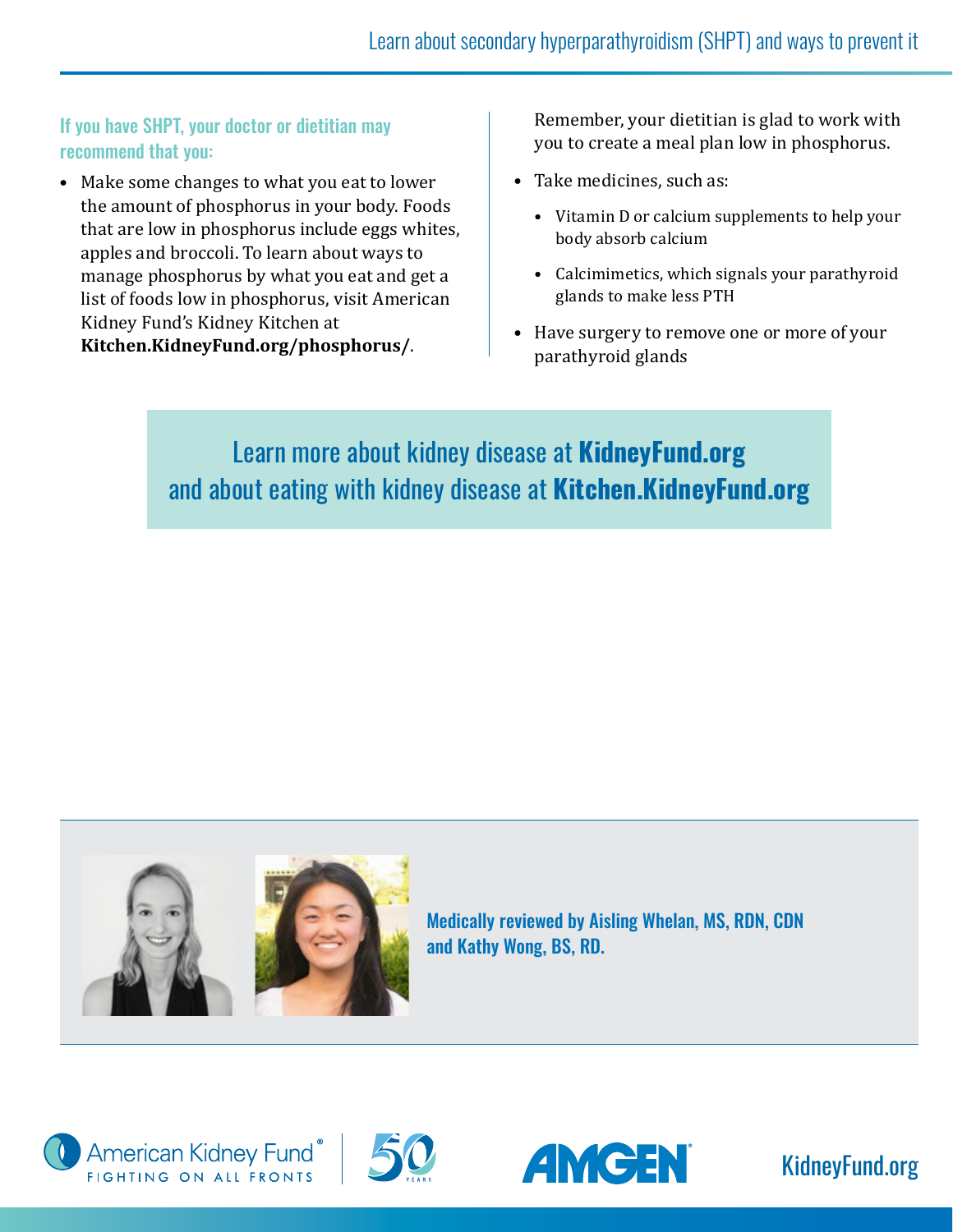### If you have SHPT, your doctor or dietitian may recommend that you:

- Make some changes to what you eat to lower the amount of phosphorus in your body. Foods that are low in phosphorus include eggs whites, apples and broccoli. To learn about ways to manage phosphorus by what you eat and get a list of foods low in phosphorus, visit American Kidney Fund's Kidney Kitchen at **Kitchen.KidneyFund.org/phosphorus/**.

  Remember, your dietitian is glad to work with you to create a meal plan low in phosphorus.

- Take medicines, such as:
  - Vitamin D or calcium supplements to help your body absorb calcium
  - Calcimimetics, which signals your parathyroid glands to make less PTH
- Have surgery to remove one or more of your parathyroid glands

Learn more about kidney disease at **KidneyFund.org** and about eating with kidney disease at **Kitchen.KidneyFund.org**

**Medically reviewed by Aisling Whelan, MS, RDN, CDN and Kathy Wong, BS, RD.**

American Kidney Fund® FIGHTING ON ALL FRONTS

50 YEARS

AMGEN®

KidneyFund.org